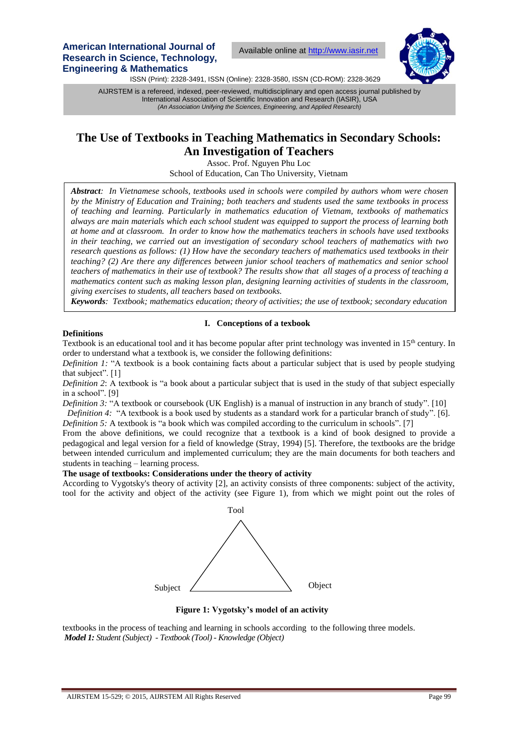# The Use of Textbooks in Teaching Mathematics in Secondary Schools: An Investigation of Teachers

Assoc. Prof. Nguyen Phu Loc
School of Education, Can Tho University, Vietnam

***Abstract:*** *In Vietnamese schools, textbooks used in schools were compiled by authors whom were chosen by the Ministry of Education and Training; both teachers and students used the same textbooks in process of teaching and learning. Particularly in mathematics education of Vietnam, textbooks of mathematics always are main materials which each school student was equipped to support the process of learning both at home and at classroom. In order to know how the mathematics teachers in schools have used textbooks in their teaching, we carried out an investigation of secondary school teachers of mathematics with two research questions as follows: (1) How have the secondary teachers of mathematics used textbooks in their teaching? (2) Are there any differences between junior school teachers of mathematics and senior school teachers of mathematics in their use of textbook? The results show that all stages of a process of teaching a mathematics content such as making lesson plan, designing learning activities of students in the classroom, giving exercises to students, all teachers based on textbooks.*

***Keywords****: Textbook; mathematics education; theory of activities; the use of textbook; secondary education*

## I. Conceptions of a texbook

### Definitions

Textbook is an educational tool and it has become popular after print technology was invented in 15th century. In order to understand what a textbook is, we consider the following definitions:

*Definition 1:* "A textbook is a book containing facts about a particular subject that is used by people studying that subject". [1]

*Definition 2*: A textbook is "a book about a particular subject that is used in the study of that subject especially in a school". [9]

*Definition 3:* "A textbook or coursebook (UK English) is a manual of instruction in any branch of study". [10]

*Definition 4:* "A textbook is a book used by students as a standard work for a particular branch of study". [6].

*Definition 5:* A textbook is "a book which was compiled according to the curriculum in schools". [7]

From the above definitions, we could recognize that a textbook is a kind of book designed to provide a pedagogical and legal version for a field of knowledge (Stray, 1994) [5]. Therefore, the textbooks are the bridge between intended curriculum and implemented curriculum; they are the main documents for both teachers and students in teaching – learning process.

### The usage of textbooks: Considerations under the theory of activity

According to Vygotsky's theory of activity [2], an activity consists of three components: subject of the activity, tool for the activity and object of the activity (see Figure 1), from which we might point out the roles of

Tool

Subject

Object

**Figure 1: Vygotsky's model of an activity**

textbooks in the process of teaching and learning in schools according to the following three models.

***Model 1:*** *Student (Subject) - Textbook (Tool) - Knowledge (Object)*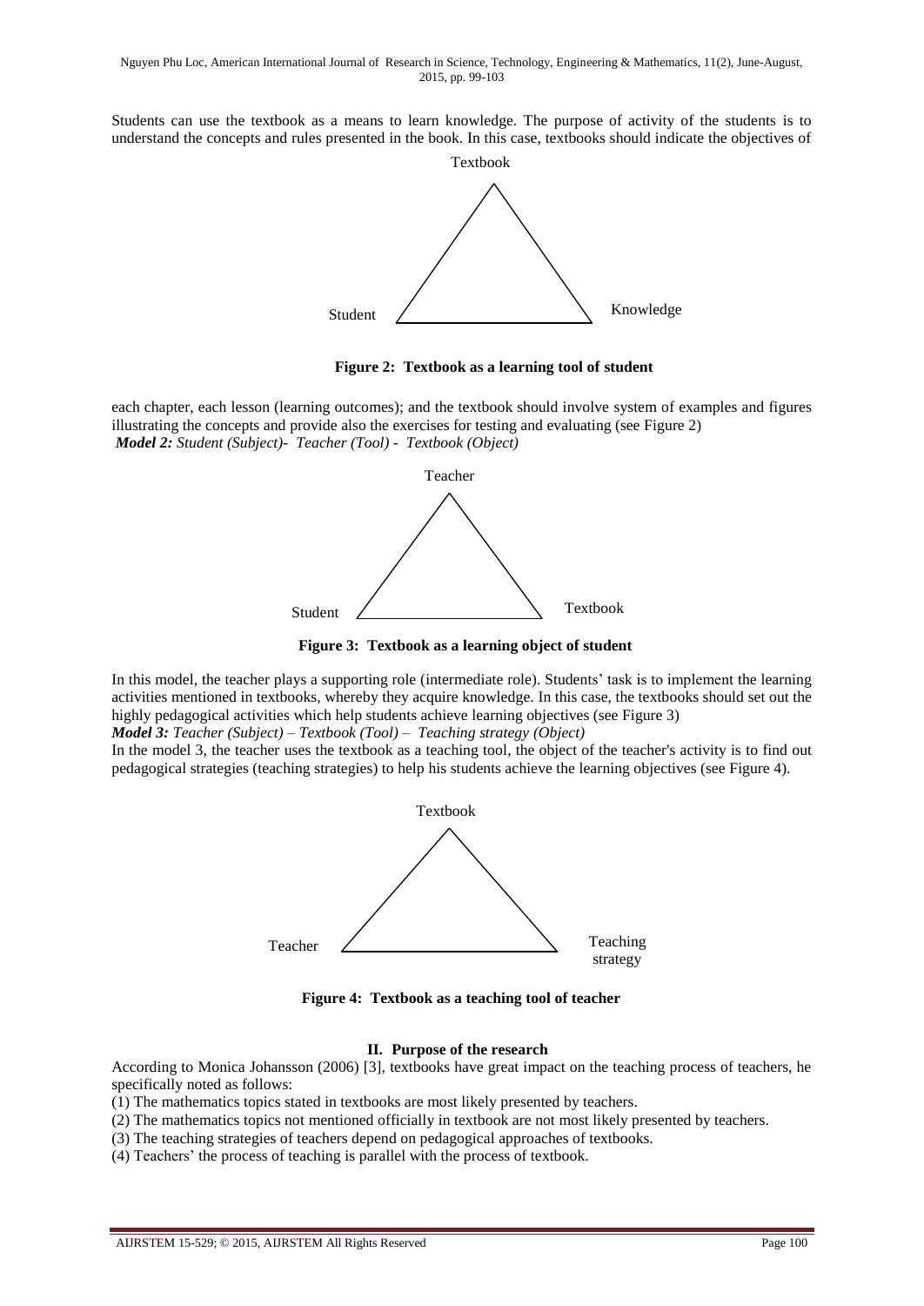Students can use the textbook as a means to learn knowledge. The purpose of activity of the students is to understand the concepts and rules presented in the book. In this case, textbooks should indicate the objectives of each chapter, each lesson (learning outcomes); and the textbook should involve system of examples and figures illustrating the concepts and provide also the exercises for testing and evaluating (see Figure 2)

Textbook

Student Knowledge

**Figure 2: Textbook as a learning tool of student**

***Model 2:*** *Student (Subject)- Teacher (Tool) - Textbook (Object)*

Teacher

Student Textbook

**Figure 3: Textbook as a learning object of student**

In this model, the teacher plays a supporting role (intermediate role). Students' task is to implement the learning activities mentioned in textbooks, whereby they acquire knowledge. In this case, the textbooks should set out the highly pedagogical activities which help students achieve learning objectives (see Figure 3)

***Model 3:*** *Teacher (Subject) – Textbook (Tool) – Teaching strategy (Object)*

In the model 3, the teacher uses the textbook as a teaching tool, the object of the teacher's activity is to find out pedagogical strategies (teaching strategies) to help his students achieve the learning objectives (see Figure 4).

Textbook

Teacher Teaching strategy

**Figure 4: Textbook as a teaching tool of teacher**

## II. Purpose of the research

According to Monica Johansson (2006) [3], textbooks have great impact on the teaching process of teachers, he specifically noted as follows:

(1) The mathematics topics stated in textbooks are most likely presented by teachers.

(2) The mathematics topics not mentioned officially in textbook are not most likely presented by teachers.

(3) The teaching strategies of teachers depend on pedagogical approaches of textbooks.

(4) Teachers' the process of teaching is parallel with the process of textbook.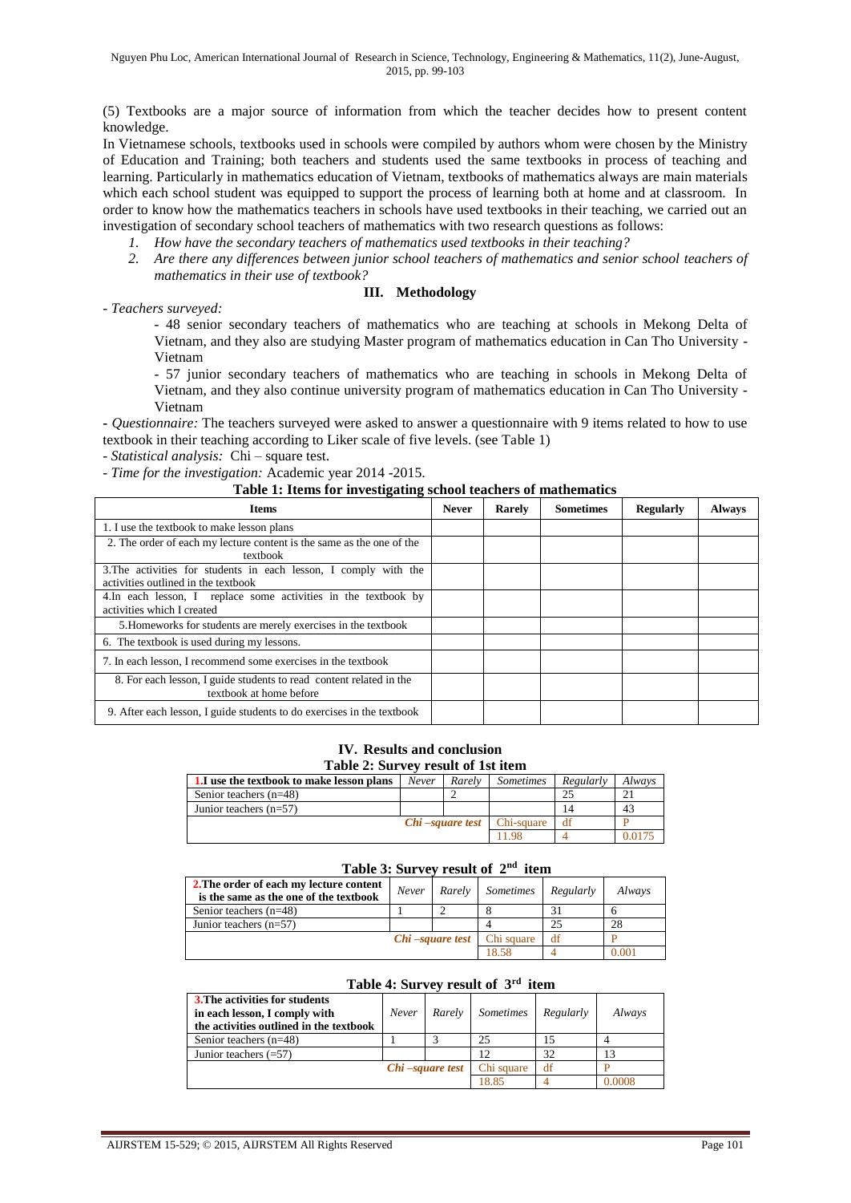(5) Textbooks are a major source of information from which the teacher decides how to present content knowledge.

In Vietnamese schools, textbooks used in schools were compiled by authors whom were chosen by the Ministry of Education and Training; both teachers and students used the same textbooks in process of teaching and learning. Particularly in mathematics education of Vietnam, textbooks of mathematics always are main materials which each school student was equipped to support the process of learning both at home and at classroom. In order to know how the mathematics teachers in schools have used textbooks in their teaching, we carried out an investigation of secondary school teachers of mathematics with two research questions as follows:

1. *How have the secondary teachers of mathematics used textbooks in their teaching?*
2. *Are there any differences between junior school teachers of mathematics and senior school teachers of mathematics in their use of textbook?*

## III. Methodology

- *Teachers surveyed:*
    - 48 senior secondary teachers of mathematics who are teaching at schools in Mekong Delta of Vietnam, and they also are studying Master program of mathematics education in Can Tho University - Vietnam
    - 57 junior secondary teachers of mathematics who are teaching in schools in Mekong Delta of Vietnam, and they also continue university program of mathematics education in Can Tho University - Vietnam
- *Questionnaire:* The teachers surveyed were asked to answer a questionnaire with 9 items related to how to use textbook in their teaching according to Liker scale of five levels. (see Table 1)
- *Statistical analysis:* Chi – square test.
- *Time for the investigation:* Academic year 2014 -2015.

**Table 1: Items for investigating school teachers of mathematics**

| Items | Never | Rarely | Sometimes | Regularly | Always |
|---|---|---|---|---|---|
| 1. I use the textbook to make lesson plans | | | | | |
| 2. The order of each my lecture content is the same as the one of the textbook | | | | | |
| 3.The activities for students in each lesson, I comply with the activities outlined in the textbook | | | | | |
| 4.In each lesson, I replace some activities in the textbook by activities which I created | | | | | |
| 5.Homeworks for students are merely exercises in the textbook | | | | | |
| 6. The textbook is used during my lessons. | | | | | |
| 7. In each lesson, I recommend some exercises in the textbook | | | | | |
| 8. For each lesson, I guide students to read content related in the textbook at home before | | | | | |
| 9. After each lesson, I guide students to do exercises in the textbook | | | | | |

## IV. Results and conclusion

**Table 2: Survey result of 1st item**

| 1.I use the textbook to make lesson plans | *Never* | *Rarely* | *Sometimes* | *Regularly* | *Always* |
|---|---|---|---|---|---|
| Senior teachers (n=48) | | 2 | | 25 | 21 |
| Junior teachers (n=57) | | | | 14 | 43 |
| | | *Chi –square test* | Chi-square | df | P |
| | | | 11.98 | 4 | 0.0175 |

**Table 3: Survey result of 2nd item**

| 2.The order of each my lecture content is the same as the one of the textbook | *Never* | *Rarely* | *Sometimes* | *Regularly* | *Always* |
|---|---|---|---|---|---|
| Senior teachers (n=48) | 1 | 2 | 8 | 31 | 6 |
| Junior teachers (n=57) | | | 4 | 25 | 28 |
| | | *Chi –square test* | Chi square | df | P |
| | | | 18.58 | 4 | 0.001 |

**Table 4: Survey result of 3rd item**

| 3.The activities for students in each lesson, I comply with the activities outlined in the textbook | *Never* | *Rarely* | *Sometimes* | *Regularly* | *Always* |
|---|---|---|---|---|---|
| Senior teachers (n=48) | 1 | 3 | 25 | 15 | 4 |
| Junior teachers (=57) | | | 12 | 32 | 13 |
| | | *Chi –square test* | Chi square | df | P |
| | | | 18.85 | 4 | 0.0008 |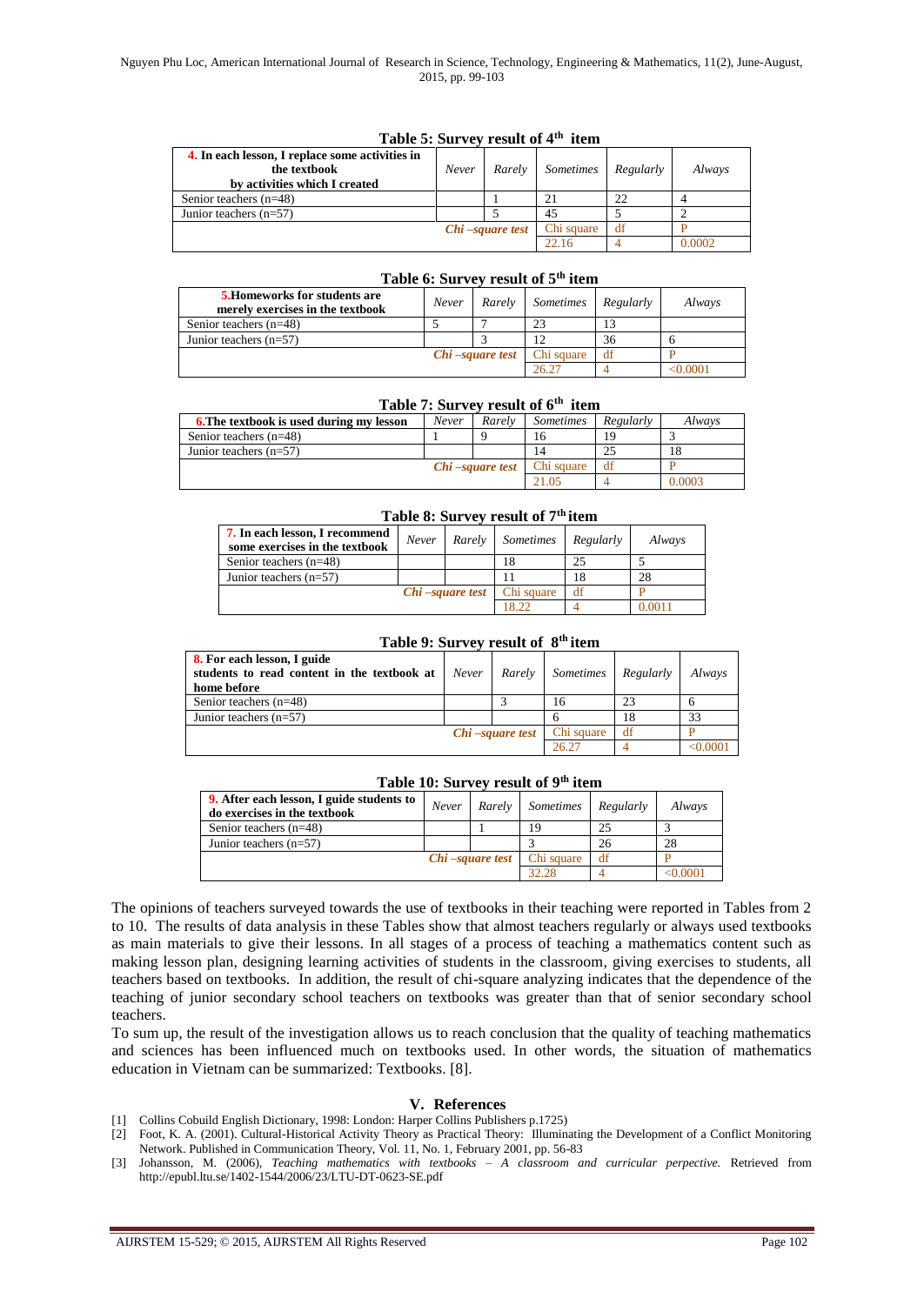**Table 5: Survey result of 4th item**

| 4. In each lesson, I replace some activities in the textbook by activities which I created | *Never* | *Rarely* | *Sometimes* | *Regularly* | *Always* |
|---|---|---|---|---|---|
| Senior teachers (n=48) | | 1 | 21 | 22 | 4 |
| Junior teachers (n=57) | | 5 | 45 | 5 | 2 |
| | | ***Chi –square test*** | Chi square | df | P |
| | | | 22.16 | 4 | 0.0002 |

**Table 6: Survey result of 5th item**

| **5.Homeworks for students are merely exercises in the textbook** | *Never* | *Rarely* | *Sometimes* | *Regularly* | *Always* |
|---|---|---|---|---|---|
| Senior teachers (n=48) | 5 | 7 | 23 | 13 | |
| Junior teachers (n=57) | | 3 | 12 | 36 | 6 |
| | | ***Chi –square test*** | Chi square | df | P |
| | | | 26.27 | 4 | <0.0001 |

**Table 7: Survey result of 6th item**

| **6.The textbook is used during my lesson** | *Never* | *Rarely* | *Sometimes* | *Regularly* | *Always* |
|---|---|---|---|---|---|
| Senior teachers (n=48) | 1 | 9 | 16 | 19 | 3 |
| Junior teachers (n=57) | | | 14 | 25 | 18 |
| | | ***Chi –square test*** | Chi square | df | P |
| | | | 21.05 | 4 | 0.0003 |

**Table 8: Survey result of 7th item**

| **7. In each lesson, I recommend some exercises in the textbook** | *Never* | *Rarely* | *Sometimes* | *Regularly* | *Always* |
|---|---|---|---|---|---|
| Senior teachers (n=48) | | | 18 | 25 | 5 |
| Junior teachers (n=57) | | | 11 | 18 | 28 |
| | | ***Chi –square test*** | Chi square | df | P |
| | | | 18.22 | 4 | 0.0011 |

**Table 9: Survey result of 8th item**

| **8. For each lesson, I guide students to read content in the textbook at home before** | *Never* | *Rarely* | *Sometimes* | *Regularly* | *Always* |
|---|---|---|---|---|---|
| Senior teachers (n=48) | | 3 | 16 | 23 | 6 |
| Junior teachers (n=57) | | | 6 | 18 | 33 |
| | | ***Chi –square test*** | Chi square | df | P |
| | | | 26.27 | 4 | <0.0001 |

**Table 10: Survey result of 9th item**

| **9. After each lesson, I guide students to do exercises in the textbook** | *Never* | *Rarely* | *Sometimes* | *Regularly* | *Always* |
|---|---|---|---|---|---|
| Senior teachers (n=48) | | 1 | 19 | 25 | 3 |
| Junior teachers (n=57) | | | 3 | 26 | 28 |
| | | ***Chi –square test*** | Chi square | df | P |
| | | | 32.28 | 4 | <0.0001 |

The opinions of teachers surveyed towards the use of textbooks in their teaching were reported in Tables from 2 to 10. The results of data analysis in these Tables show that almost teachers regularly or always used textbooks as main materials to give their lessons. In all stages of a process of teaching a mathematics content such as making lesson plan, designing learning activities of students in the classroom, giving exercises to students, all teachers based on textbooks. In addition, the result of chi-square analyzing indicates that the dependence of the teaching of junior secondary school teachers on textbooks was greater than that of senior secondary school teachers.

To sum up, the result of the investigation allows us to reach conclusion that the quality of teaching mathematics and sciences has been influenced much on textbooks used. In other words, the situation of mathematics education in Vietnam can be summarized: Textbooks. [8].

## V. References

[1] Collins Cobuild English Dictionary, 1998: London: Harper Collins Publishers p.1725)

[2] Foot, K. A. (2001). Cultural-Historical Activity Theory as Practical Theory: Illuminating the Development of a Conflict Monitoring Network. Published in Communication Theory, Vol. 11, No. 1, February 2001, pp. 56-83

[3] Johansson, M. (2006), *Teaching mathematics with textbooks – A classroom and curricular perpective.* Retrieved from http://epubl.ltu.se/1402-1544/2006/23/LTU-DT-0623-SE.pdf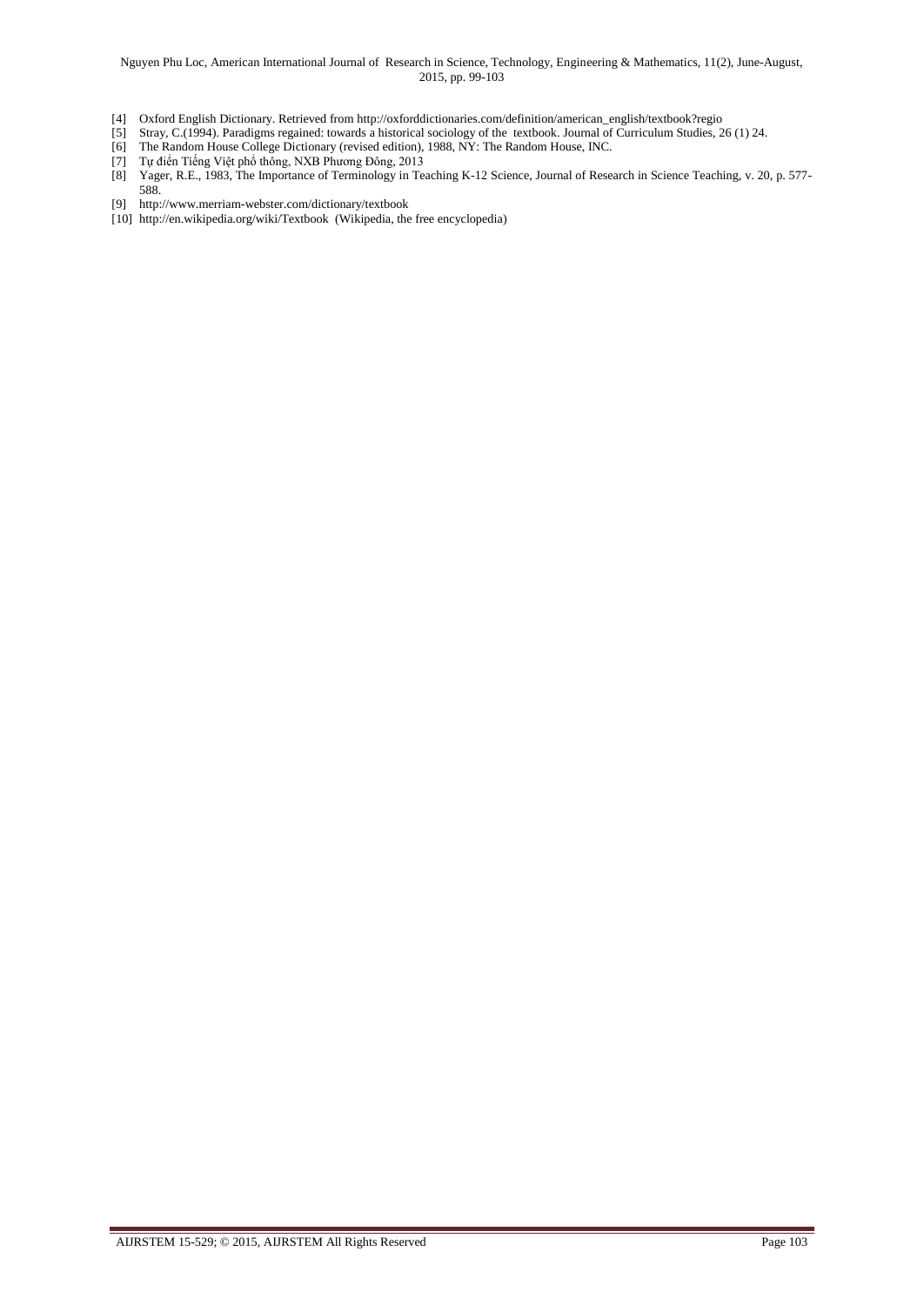[4] Oxford English Dictionary. Retrieved from http://oxforddictionaries.com/definition/american_english/textbook?regio
[5] Stray, C.(1994). Paradigms regained: towards a historical sociology of the textbook. Journal of Curriculum Studies, 26 (1) 24.
[6] The Random House College Dictionary (revised edition), 1988, NY: The Random House, INC.
[7] Tự điển Tiếng Việt phổ thông, NXB Phương Đông, 2013
[8] Yager, R.E., 1983, The Importance of Terminology in Teaching K-12 Science, Journal of Research in Science Teaching, v. 20, p. 577-588.
[9] http://www.merriam-webster.com/dictionary/textbook
[10] http://en.wikipedia.org/wiki/Textbook (Wikipedia, the free encyclopedia)